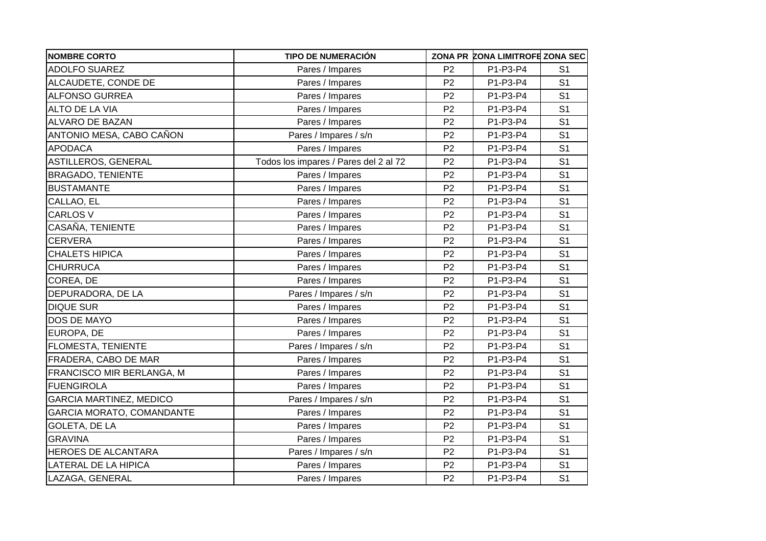| NOMBRE CORTO | TIPO DE NUMERACIÓN | ZONA PR | ZONA LIMITROFE | ZONA SEC |
|---|---|---|---|---|
| ADOLFO SUAREZ | Pares / Impares | P2 | P1-P3-P4 | S1 |
| ALCAUDETE, CONDE DE | Pares / Impares | P2 | P1-P3-P4 | S1 |
| ALFONSO GURREA | Pares / Impares | P2 | P1-P3-P4 | S1 |
| ALTO DE LA VIA | Pares / Impares | P2 | P1-P3-P4 | S1 |
| ALVARO DE BAZAN | Pares / Impares | P2 | P1-P3-P4 | S1 |
| ANTONIO MESA, CABO CAÑON | Pares / Impares / s/n | P2 | P1-P3-P4 | S1 |
| APODACA | Pares / Impares | P2 | P1-P3-P4 | S1 |
| ASTILLEROS, GENERAL | Todos los impares / Pares del 2 al 72 | P2 | P1-P3-P4 | S1 |
| BRAGADO, TENIENTE | Pares / Impares | P2 | P1-P3-P4 | S1 |
| BUSTAMANTE | Pares / Impares | P2 | P1-P3-P4 | S1 |
| CALLAO, EL | Pares / Impares | P2 | P1-P3-P4 | S1 |
| CARLOS V | Pares / Impares | P2 | P1-P3-P4 | S1 |
| CASAÑA, TENIENTE | Pares / Impares | P2 | P1-P3-P4 | S1 |
| CERVERA | Pares / Impares | P2 | P1-P3-P4 | S1 |
| CHALETS HIPICA | Pares / Impares | P2 | P1-P3-P4 | S1 |
| CHURRUCA | Pares / Impares | P2 | P1-P3-P4 | S1 |
| COREA, DE | Pares / Impares | P2 | P1-P3-P4 | S1 |
| DEPURADORA, DE LA | Pares / Impares / s/n | P2 | P1-P3-P4 | S1 |
| DIQUE SUR | Pares / Impares | P2 | P1-P3-P4 | S1 |
| DOS DE MAYO | Pares / Impares | P2 | P1-P3-P4 | S1 |
| EUROPA, DE | Pares / Impares | P2 | P1-P3-P4 | S1 |
| FLOMESTA, TENIENTE | Pares / Impares / s/n | P2 | P1-P3-P4 | S1 |
| FRADERA, CABO DE MAR | Pares / Impares | P2 | P1-P3-P4 | S1 |
| FRANCISCO MIR BERLANGA, M | Pares / Impares | P2 | P1-P3-P4 | S1 |
| FUENGIROLA | Pares / Impares | P2 | P1-P3-P4 | S1 |
| GARCIA MARTINEZ, MEDICO | Pares / Impares / s/n | P2 | P1-P3-P4 | S1 |
| GARCIA MORATO, COMANDANTE | Pares / Impares | P2 | P1-P3-P4 | S1 |
| GOLETA, DE LA | Pares / Impares | P2 | P1-P3-P4 | S1 |
| GRAVINA | Pares / Impares | P2 | P1-P3-P4 | S1 |
| HEROES DE ALCANTARA | Pares / Impares / s/n | P2 | P1-P3-P4 | S1 |
| LATERAL DE LA HIPICA | Pares / Impares | P2 | P1-P3-P4 | S1 |
| LAZAGA, GENERAL | Pares / Impares | P2 | P1-P3-P4 | S1 |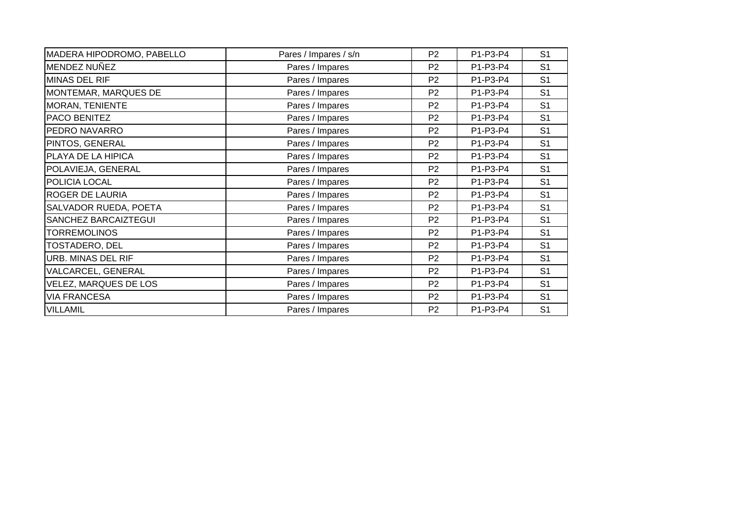| | | | | |
|---|---|---|---|---|
| MADERA HIPODROMO, PABELLO | Pares / Impares / s/n | P2 | P1-P3-P4 | S1 |
| MENDEZ NUÑEZ | Pares / Impares | P2 | P1-P3-P4 | S1 |
| MINAS DEL RIF | Pares / Impares | P2 | P1-P3-P4 | S1 |
| MONTEMAR, MARQUES DE | Pares / Impares | P2 | P1-P3-P4 | S1 |
| MORAN, TENIENTE | Pares / Impares | P2 | P1-P3-P4 | S1 |
| PACO BENITEZ | Pares / Impares | P2 | P1-P3-P4 | S1 |
| PEDRO NAVARRO | Pares / Impares | P2 | P1-P3-P4 | S1 |
| PINTOS, GENERAL | Pares / Impares | P2 | P1-P3-P4 | S1 |
| PLAYA DE LA HIPICA | Pares / Impares | P2 | P1-P3-P4 | S1 |
| POLAVIEJA, GENERAL | Pares / Impares | P2 | P1-P3-P4 | S1 |
| POLICIA LOCAL | Pares / Impares | P2 | P1-P3-P4 | S1 |
| ROGER DE LAURIA | Pares / Impares | P2 | P1-P3-P4 | S1 |
| SALVADOR RUEDA, POETA | Pares / Impares | P2 | P1-P3-P4 | S1 |
| SANCHEZ BARCAIZTEGUI | Pares / Impares | P2 | P1-P3-P4 | S1 |
| TORREMOLINOS | Pares / Impares | P2 | P1-P3-P4 | S1 |
| TOSTADERO, DEL | Pares / Impares | P2 | P1-P3-P4 | S1 |
| URB. MINAS DEL RIF | Pares / Impares | P2 | P1-P3-P4 | S1 |
| VALCARCEL, GENERAL | Pares / Impares | P2 | P1-P3-P4 | S1 |
| VELEZ, MARQUES DE LOS | Pares / Impares | P2 | P1-P3-P4 | S1 |
| VIA FRANCESA | Pares / Impares | P2 | P1-P3-P4 | S1 |
| VILLAMIL | Pares / Impares | P2 | P1-P3-P4 | S1 |